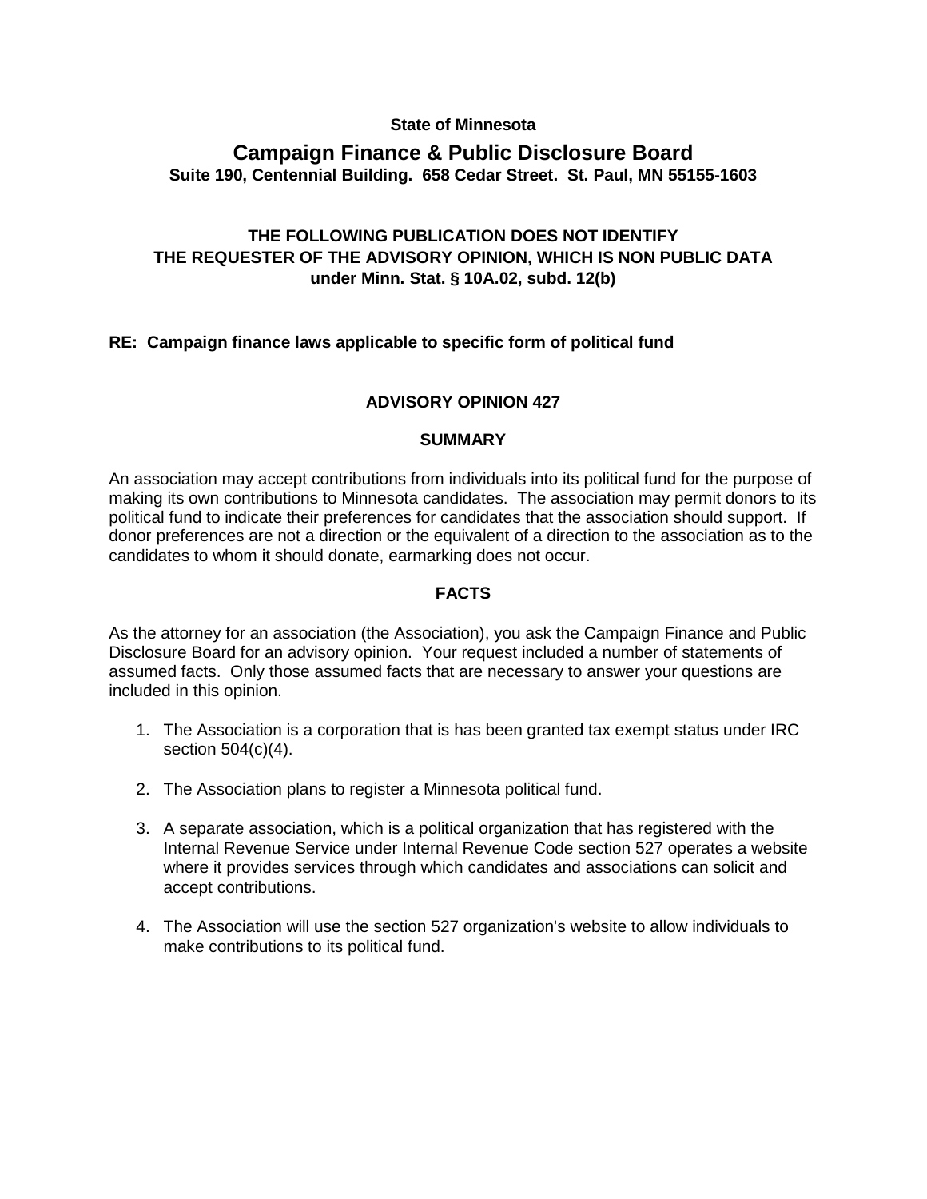**State of Minnesota**

# Campaign Finance & Public Disclosure Board

**Suite 190, Centennial Building. 658 Cedar Street. St. Paul, MN 55155-1603**

**THE FOLLOWING PUBLICATION DOES NOT IDENTIFY THE REQUESTER OF THE ADVISORY OPINION, WHICH IS NON PUBLIC DATA under Minn. Stat. § 10A.02, subd. 12(b)**

**RE: Campaign finance laws applicable to specific form of political fund**

## ADVISORY OPINION 427

### SUMMARY

An association may accept contributions from individuals into its political fund for the purpose of making its own contributions to Minnesota candidates. The association may permit donors to its political fund to indicate their preferences for candidates that the association should support. If donor preferences are not a direction or the equivalent of a direction to the association as to the candidates to whom it should donate, earmarking does not occur.

### FACTS

As the attorney for an association (the Association), you ask the Campaign Finance and Public Disclosure Board for an advisory opinion. Your request included a number of statements of assumed facts. Only those assumed facts that are necessary to answer your questions are included in this opinion.

1. The Association is a corporation that is has been granted tax exempt status under IRC section 504(c)(4).
2. The Association plans to register a Minnesota political fund.
3. A separate association, which is a political organization that has registered with the Internal Revenue Service under Internal Revenue Code section 527 operates a website where it provides services through which candidates and associations can solicit and accept contributions.
4. The Association will use the section 527 organization's website to allow individuals to make contributions to its political fund.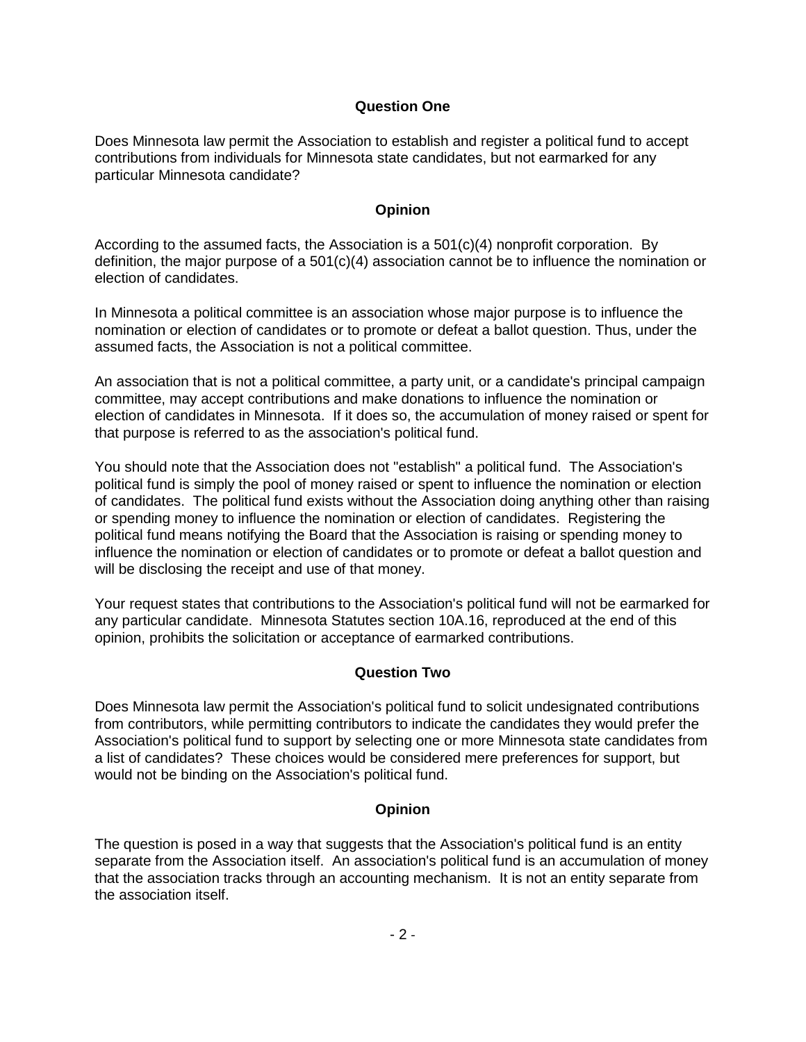**Question One**

Does Minnesota law permit the Association to establish and register a political fund to accept contributions from individuals for Minnesota state candidates, but not earmarked for any particular Minnesota candidate?

**Opinion**

According to the assumed facts, the Association is a 501(c)(4) nonprofit corporation. By definition, the major purpose of a 501(c)(4) association cannot be to influence the nomination or election of candidates.

In Minnesota a political committee is an association whose major purpose is to influence the nomination or election of candidates or to promote or defeat a ballot question. Thus, under the assumed facts, the Association is not a political committee.

An association that is not a political committee, a party unit, or a candidate's principal campaign committee, may accept contributions and make donations to influence the nomination or election of candidates in Minnesota. If it does so, the accumulation of money raised or spent for that purpose is referred to as the association's political fund.

You should note that the Association does not "establish" a political fund. The Association's political fund is simply the pool of money raised or spent to influence the nomination or election of candidates. The political fund exists without the Association doing anything other than raising or spending money to influence the nomination or election of candidates. Registering the political fund means notifying the Board that the Association is raising or spending money to influence the nomination or election of candidates or to promote or defeat a ballot question and will be disclosing the receipt and use of that money.

Your request states that contributions to the Association's political fund will not be earmarked for any particular candidate. Minnesota Statutes section 10A.16, reproduced at the end of this opinion, prohibits the solicitation or acceptance of earmarked contributions.

**Question Two**

Does Minnesota law permit the Association's political fund to solicit undesignated contributions from contributors, while permitting contributors to indicate the candidates they would prefer the Association's political fund to support by selecting one or more Minnesota state candidates from a list of candidates? These choices would be considered mere preferences for support, but would not be binding on the Association's political fund.

**Opinion**

The question is posed in a way that suggests that the Association's political fund is an entity separate from the Association itself. An association's political fund is an accumulation of money that the association tracks through an accounting mechanism. It is not an entity separate from the association itself.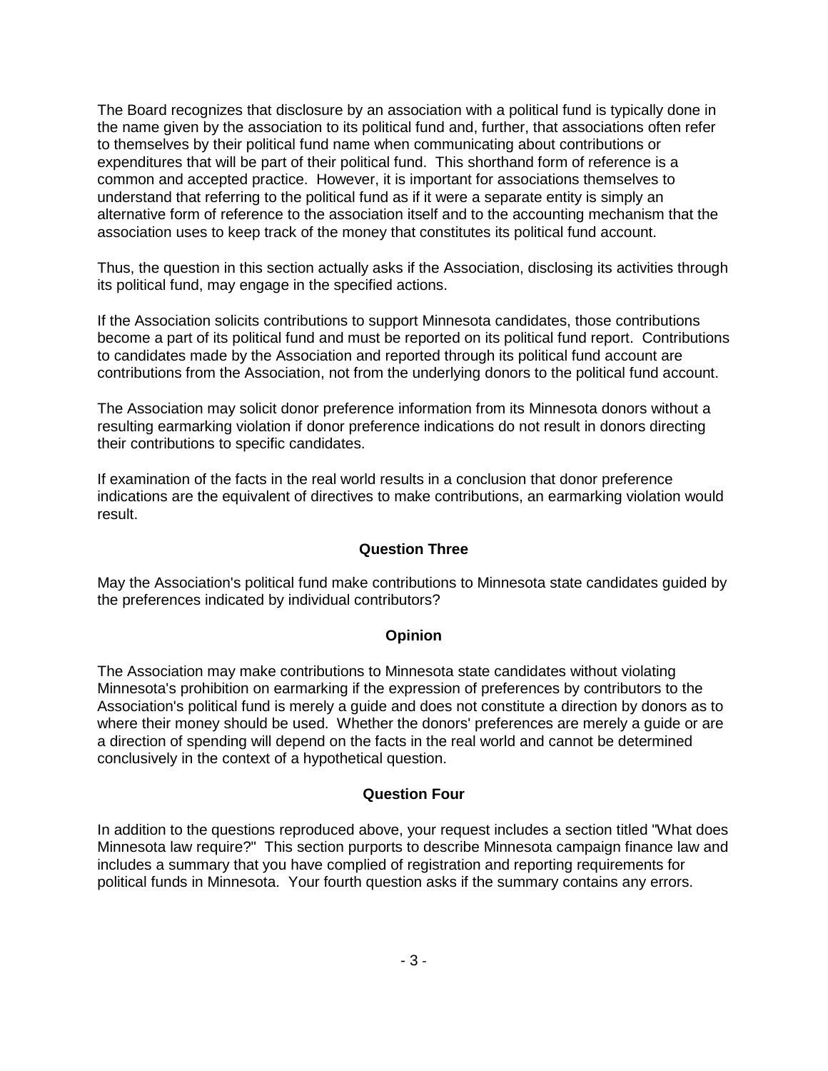The Board recognizes that disclosure by an association with a political fund is typically done in the name given by the association to its political fund and, further, that associations often refer to themselves by their political fund name when communicating about contributions or expenditures that will be part of their political fund. This shorthand form of reference is a common and accepted practice. However, it is important for associations themselves to understand that referring to the political fund as if it were a separate entity is simply an alternative form of reference to the association itself and to the accounting mechanism that the association uses to keep track of the money that constitutes its political fund account.

Thus, the question in this section actually asks if the Association, disclosing its activities through its political fund, may engage in the specified actions.

If the Association solicits contributions to support Minnesota candidates, those contributions become a part of its political fund and must be reported on its political fund report. Contributions to candidates made by the Association and reported through its political fund account are contributions from the Association, not from the underlying donors to the political fund account.

The Association may solicit donor preference information from its Minnesota donors without a resulting earmarking violation if donor preference indications do not result in donors directing their contributions to specific candidates.

If examination of the facts in the real world results in a conclusion that donor preference indications are the equivalent of directives to make contributions, an earmarking violation would result.

**Question Three**

May the Association's political fund make contributions to Minnesota state candidates guided by the preferences indicated by individual contributors?

**Opinion**

The Association may make contributions to Minnesota state candidates without violating Minnesota's prohibition on earmarking if the expression of preferences by contributors to the Association's political fund is merely a guide and does not constitute a direction by donors as to where their money should be used. Whether the donors' preferences are merely a guide or are a direction of spending will depend on the facts in the real world and cannot be determined conclusively in the context of a hypothetical question.

**Question Four**

In addition to the questions reproduced above, your request includes a section titled "What does Minnesota law require?" This section purports to describe Minnesota campaign finance law and includes a summary that you have complied of registration and reporting requirements for political funds in Minnesota. Your fourth question asks if the summary contains any errors.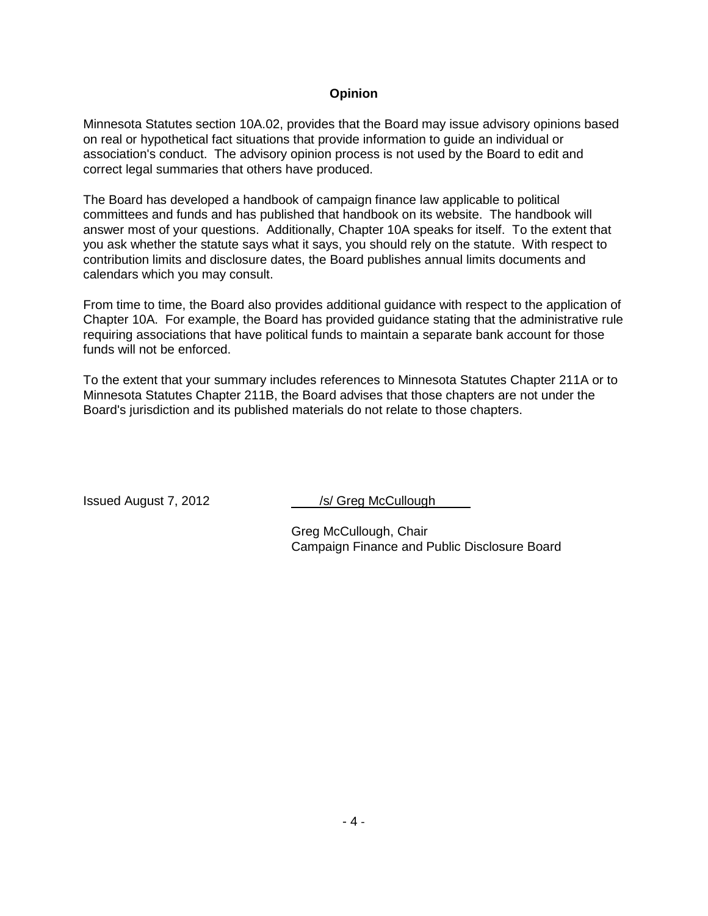## Opinion

Minnesota Statutes section 10A.02, provides that the Board may issue advisory opinions based on real or hypothetical fact situations that provide information to guide an individual or association's conduct. The advisory opinion process is not used by the Board to edit and correct legal summaries that others have produced.

The Board has developed a handbook of campaign finance law applicable to political committees and funds and has published that handbook on its website. The handbook will answer most of your questions. Additionally, Chapter 10A speaks for itself. To the extent that you ask whether the statute says what it says, you should rely on the statute. With respect to contribution limits and disclosure dates, the Board publishes annual limits documents and calendars which you may consult.

From time to time, the Board also provides additional guidance with respect to the application of Chapter 10A. For example, the Board has provided guidance stating that the administrative rule requiring associations that have political funds to maintain a separate bank account for those funds will not be enforced.

To the extent that your summary includes references to Minnesota Statutes Chapter 211A or to Minnesota Statutes Chapter 211B, the Board advises that those chapters are not under the Board's jurisdiction and its published materials do not relate to those chapters.

Issued August 7, 2012

/s/ Greg McCullough

Greg McCullough, Chair
Campaign Finance and Public Disclosure Board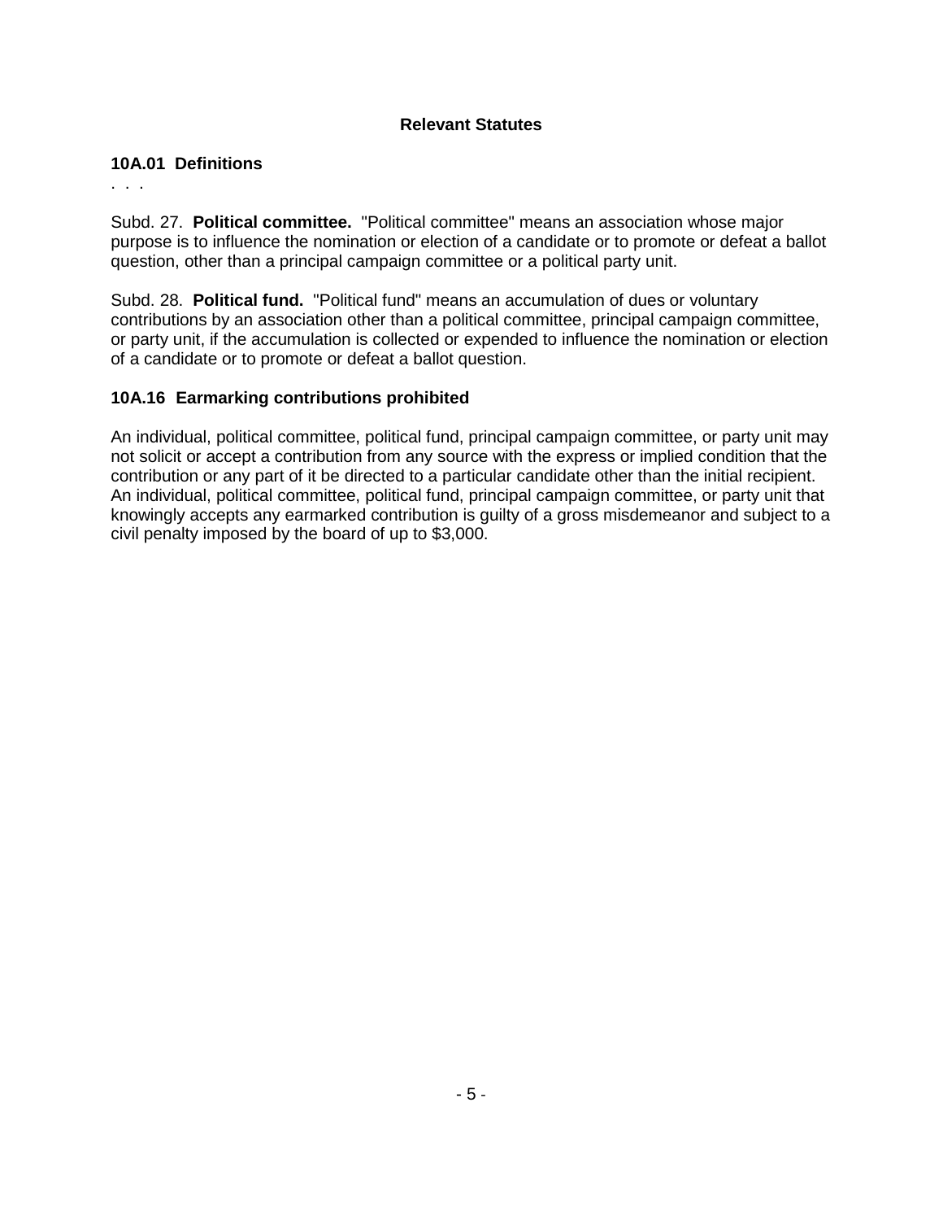## Relevant Statutes

### 10A.01 Definitions

. . .

Subd. 27. **Political committee.** "Political committee" means an association whose major purpose is to influence the nomination or election of a candidate or to promote or defeat a ballot question, other than a principal campaign committee or a political party unit.

Subd. 28. **Political fund.** "Political fund" means an accumulation of dues or voluntary contributions by an association other than a political committee, principal campaign committee, or party unit, if the accumulation is collected or expended to influence the nomination or election of a candidate or to promote or defeat a ballot question.

### 10A.16 Earmarking contributions prohibited

An individual, political committee, political fund, principal campaign committee, or party unit may not solicit or accept a contribution from any source with the express or implied condition that the contribution or any part of it be directed to a particular candidate other than the initial recipient. An individual, political committee, political fund, principal campaign committee, or party unit that knowingly accepts any earmarked contribution is guilty of a gross misdemeanor and subject to a civil penalty imposed by the board of up to $3,000.